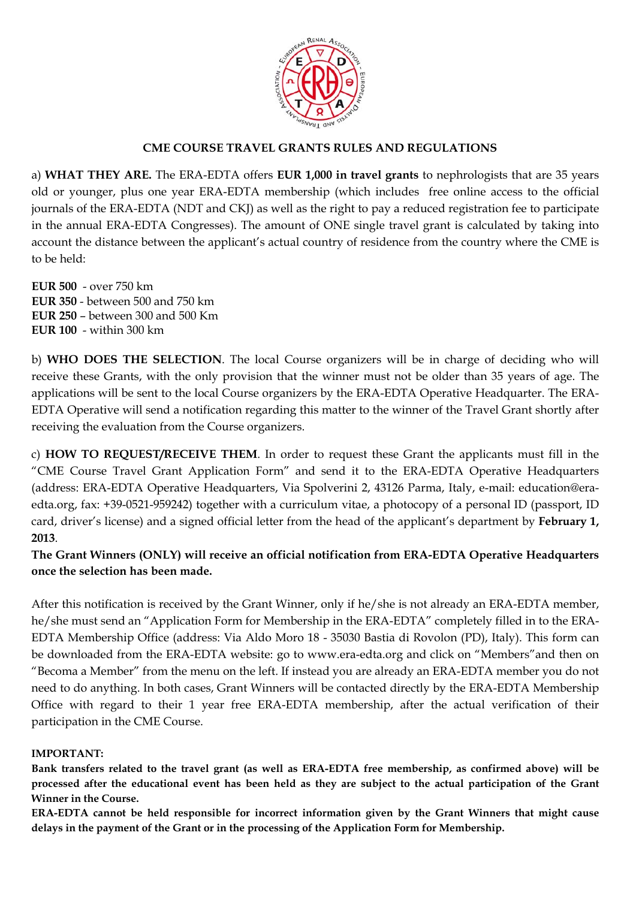## CME COURSE TRAVEL GRANTS RULES AND REGULATIONS

a) **WHAT THEY ARE.** The ERA-EDTA offers **EUR 1,000 in travel grants** to nephrologists that are 35 years old or younger, plus one year ERA-EDTA membership (which includes free online access to the official journals of the ERA-EDTA (NDT and CKJ) as well as the right to pay a reduced registration fee to participate in the annual ERA-EDTA Congresses). The amount of ONE single travel grant is calculated by taking into account the distance between the applicant's actual country of residence from the country where the CME is to be held:

**EUR 500** - over 750 km
**EUR 350** - between 500 and 750 km
**EUR 250** – between 300 and 500 Km
**EUR 100** - within 300 km

b) **WHO DOES THE SELECTION**. The local Course organizers will be in charge of deciding who will receive these Grants, with the only provision that the winner must not be older than 35 years of age. The applications will be sent to the local Course organizers by the ERA-EDTA Operative Headquarter. The ERA-EDTA Operative will send a notification regarding this matter to the winner of the Travel Grant shortly after receiving the evaluation from the Course organizers.

c) **HOW TO REQUEST/RECEIVE THEM**. In order to request these Grant the applicants must fill in the "CME Course Travel Grant Application Form" and send it to the ERA-EDTA Operative Headquarters (address: ERA-EDTA Operative Headquarters, Via Spolverini 2, 43126 Parma, Italy, e-mail: education@era-edta.org, fax: +39-0521-959242) together with a curriculum vitae, a photocopy of a personal ID (passport, ID card, driver's license) and a signed official letter from the head of the applicant's department by **February 1, 2013**.
**The Grant Winners (ONLY) will receive an official notification from ERA-EDTA Operative Headquarters once the selection has been made.**

After this notification is received by the Grant Winner, only if he/she is not already an ERA-EDTA member, he/she must send an "Application Form for Membership in the ERA-EDTA" completely filled in to the ERA-EDTA Membership Office (address: Via Aldo Moro 18 - 35030 Bastia di Rovolon (PD), Italy). This form can be downloaded from the ERA-EDTA website: go to www.era-edta.org and click on "Members"and then on "Becoma a Member" from the menu on the left. If instead you are already an ERA-EDTA member you do not need to do anything. In both cases, Grant Winners will be contacted directly by the ERA-EDTA Membership Office with regard to their 1 year free ERA-EDTA membership, after the actual verification of their participation in the CME Course.

**IMPORTANT:**
**Bank transfers related to the travel grant (as well as ERA-EDTA free membership, as confirmed above) will be processed after the educational event has been held as they are subject to the actual participation of the Grant Winner in the Course.**
**ERA-EDTA cannot be held responsible for incorrect information given by the Grant Winners that might cause delays in the payment of the Grant or in the processing of the Application Form for Membership.**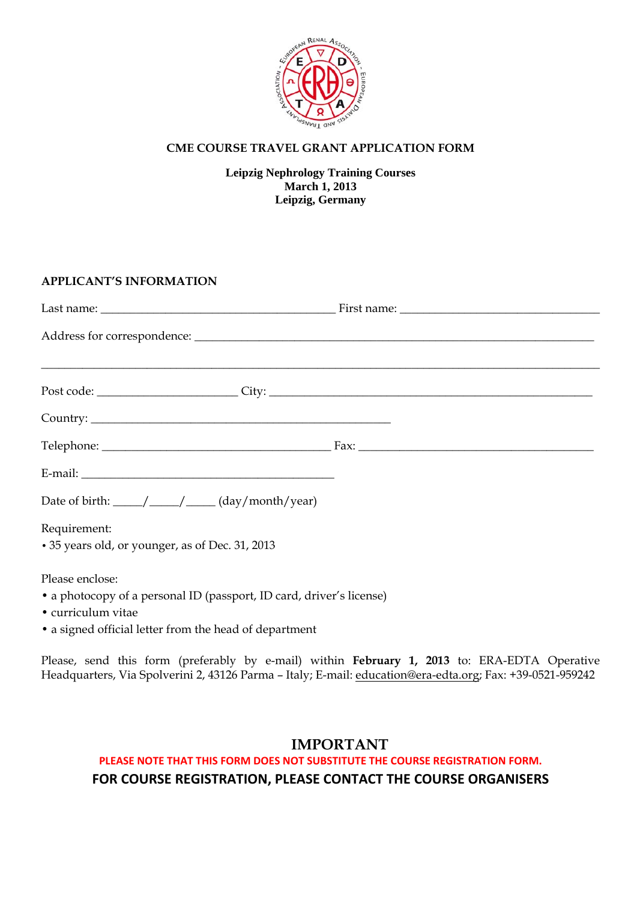**CME COURSE TRAVEL GRANT APPLICATION FORM**

**Leipzig Nephrology Training Courses**
**March 1, 2013**
**Leipzig, Germany**

**APPLICANT'S INFORMATION**

Last name: ________________________________________ First name: __________________________________

Address for correspondence: ____________________________________________________________________

______________________________________________________________________________________________

Post code: ________________________ City: _______________________________________________________

Country: ___________________________________________________

Telephone: ________________________________________ Fax: ________________________________________

E-mail: ___________________________________________

Date of birth: _____/_____/_____ (day/month/year)

Requirement:
• 35 years old, or younger, as of Dec. 31, 2013

Please enclose:
• a photocopy of a personal ID (passport, ID card, driver's license)
• curriculum vitae
• a signed official letter from the head of department

Please, send this form (preferably by e-mail) within **February 1, 2013** to: ERA-EDTA Operative Headquarters, Via Spolverini 2, 43126 Parma – Italy; E-mail: education@era-edta.org; Fax: +39-0521-959242

## IMPORTANT

**PLEASE NOTE THAT THIS FORM DOES NOT SUBSTITUTE THE COURSE REGISTRATION FORM.**

**FOR COURSE REGISTRATION, PLEASE CONTACT THE COURSE ORGANISERS**